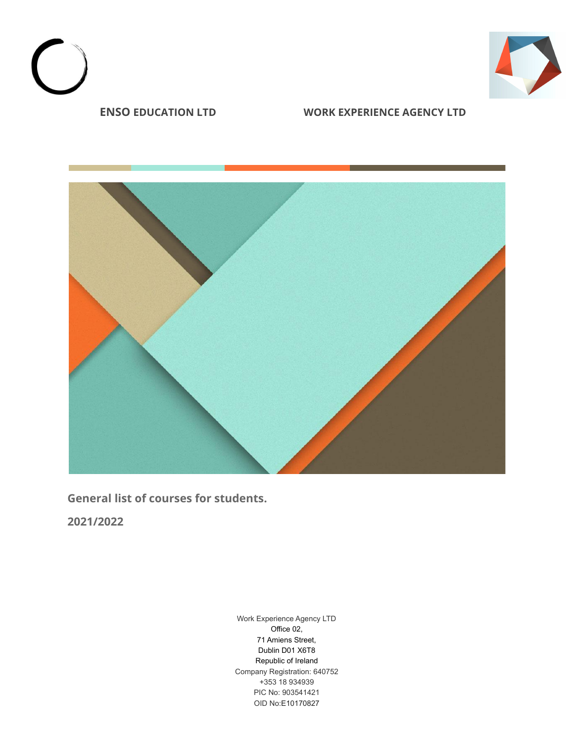**ENSO EDUCATION LTD** **WORK EXPERIENCE AGENCY LTD**

# General list of courses for students.

## 2021/2022

Work Experience Agency LTD
Office 02,
71 Amiens Street,
Dublin D01 X6T8
Republic of Ireland
Company Registration: 640752
+353 18 934939
PIC No: 903541421
OID No:E10170827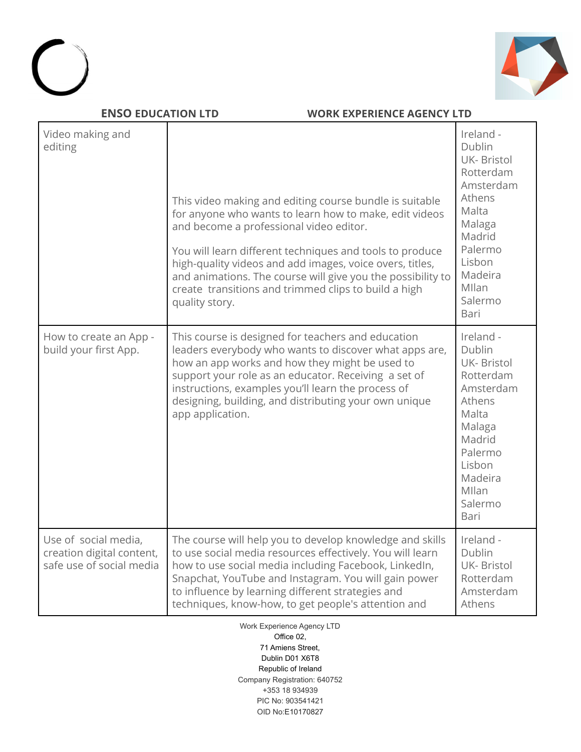**ENSO EDUCATION LTD** **WORK EXPERIENCE AGENCY LTD**

| | | |
|---|---|---|
| Video making and editing | This video making and editing course bundle is suitable for anyone who wants to learn how to make, edit videos and become a professional video editor.<br><br>You will learn different techniques and tools to produce high-quality videos and add images, voice overs, titles, and animations. The course will give you the possibility to create transitions and trimmed clips to build a high quality story. | Ireland - Dublin<br>UK- Bristol<br>Rotterdam<br>Amsterdam<br>Athens<br>Malta<br>Malaga<br>Madrid<br>Palermo<br>Lisbon<br>Madeira<br>MIlan<br>Salermo<br>Bari |
| How to create an App - build your first App. | This course is designed for teachers and education leaders everybody who wants to discover what apps are, how an app works and how they might be used to support your role as an educator. Receiving a set of instructions, examples you'll learn the process of designing, building, and distributing your own unique app application. | Ireland - Dublin<br>UK- Bristol<br>Rotterdam<br>Amsterdam<br>Athens<br>Malta<br>Malaga<br>Madrid<br>Palermo<br>Lisbon<br>Madeira<br>MIlan<br>Salermo<br>Bari |
| Use of social media, creation digital content, safe use of social media | The course will help you to develop knowledge and skills to use social media resources effectively. You will learn how to use social media including Facebook, LinkedIn, Snapchat, YouTube and Instagram. You will gain power to influence by learning different strategies and techniques, know-how, to get people's attention and | Ireland - Dublin<br>UK- Bristol<br>Rotterdam<br>Amsterdam<br>Athens |

Work Experience Agency LTD
Office 02,
71 Amiens Street,
Dublin D01 X6T8
Republic of Ireland
Company Registration: 640752
+353 18 934939
PIC No: 903541421
OID No:E10170827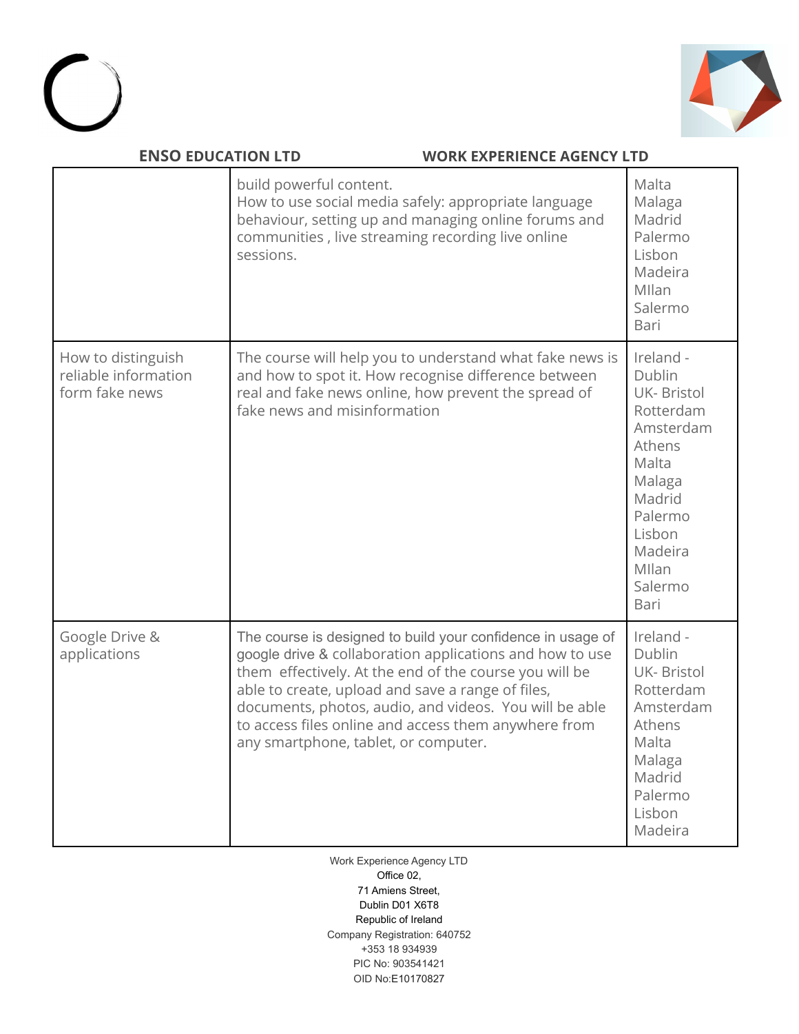| | | |
|---|---|---|
| | build powerful content.<br>How to use social media safely: appropriate language behaviour, setting up and managing online forums and communities , live streaming recording live online sessions. | Malta<br>Malaga<br>Madrid<br>Palermo<br>Lisbon<br>Madeira<br>MIlan<br>Salermo<br>Bari |
| How to distinguish reliable information form fake news | The course will help you to understand what fake news is and how to spot it. How recognise difference between real and fake news online, how prevent the spread of fake news and misinformation | Ireland - Dublin<br>UK- Bristol<br>Rotterdam<br>Amsterdam<br>Athens<br>Malta<br>Malaga<br>Madrid<br>Palermo<br>Lisbon<br>Madeira<br>MIlan<br>Salermo<br>Bari |
| Google Drive & applications | The course is designed to build your confidence in usage of google drive & collaboration applications and how to use them effectively. At the end of the course you will be able to create, upload and save a range of files, documents, photos, audio, and videos. You will be able to access files online and access them anywhere from any smartphone, tablet, or computer. | Ireland - Dublin<br>UK- Bristol<br>Rotterdam<br>Amsterdam<br>Athens<br>Malta<br>Malaga<br>Madrid<br>Palermo<br>Lisbon<br>Madeira |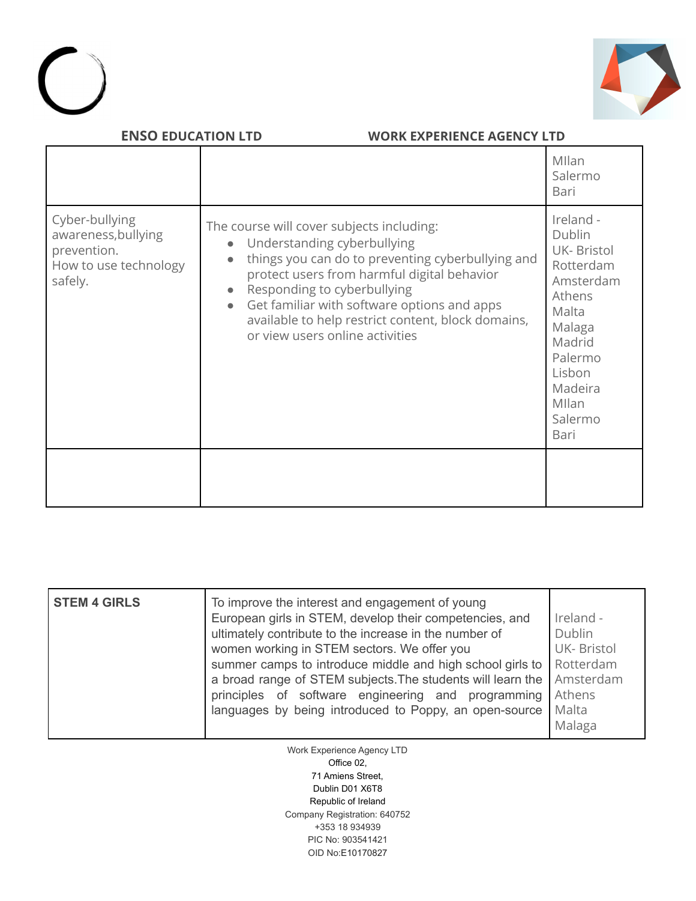**ENSO EDUCATION LTD** **WORK EXPERIENCE AGENCY LTD**

| | | |
|---|---|---|
| | | MIlan<br>Salermo<br>Bari |
| Cyber-bullying awareness,bullying prevention.<br>How to use technology safely. | The course will cover subjects including:<br>• Understanding cyberbullying<br>• things you can do to preventing cyberbullying and protect users from harmful digital behavior<br>• Responding to cyberbullying<br>• Get familiar with software options and apps available to help restrict content, block domains, or view users online activities | Ireland - Dublin<br>UK- Bristol<br>Rotterdam<br>Amsterdam<br>Athens<br>Malta<br>Malaga<br>Madrid<br>Palermo<br>Lisbon<br>Madeira<br>MIlan<br>Salermo<br>Bari |
| | | |

| | | |
|---|---|---|
| **STEM 4 GIRLS** | To improve the interest and engagement of young European girls in STEM, develop their competencies, and ultimately contribute to the increase in the number of women working in STEM sectors. We offer you summer camps to introduce middle and high school girls to a broad range of STEM subjects.The students will learn the principles of software engineering and programming languages by being introduced to Poppy, an open-source | Ireland - Dublin<br>UK- Bristol<br>Rotterdam<br>Amsterdam<br>Athens<br>Malta<br>Malaga |

Work Experience Agency LTD
Office 02,
71 Amiens Street,
Dublin D01 X6T8
Republic of Ireland
Company Registration: 640752
+353 18 934939
PIC No: 903541421
OID No:E10170827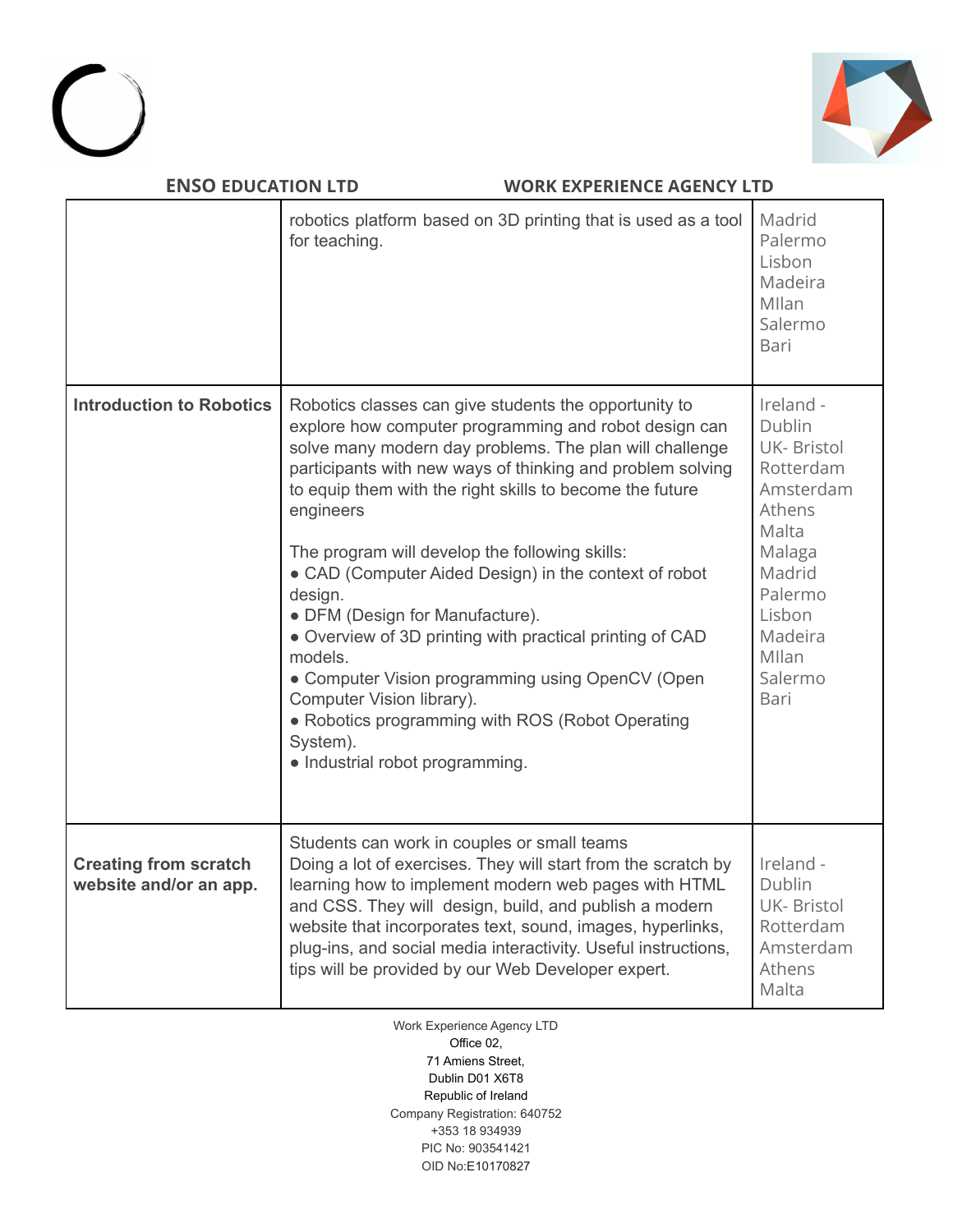| | | |
|---|---|---|
| | robotics platform based on 3D printing that is used as a tool for teaching. | Madrid<br>Palermo<br>Lisbon<br>Madeira<br>MIlan<br>Salermo<br>Bari |
| **Introduction to Robotics** | Robotics classes can give students the opportunity to explore how computer programming and robot design can solve many modern day problems. The plan will challenge participants with new ways of thinking and problem solving to equip them with the right skills to become the future engineers<br><br>The program will develop the following skills:<br>● CAD (Computer Aided Design) in the context of robot design.<br>● DFM (Design for Manufacture).<br>● Overview of 3D printing with practical printing of CAD models.<br>● Computer Vision programming using OpenCV (Open Computer Vision library).<br>● Robotics programming with ROS (Robot Operating System).<br>● Industrial robot programming. | Ireland - Dublin<br>UK- Bristol<br>Rotterdam<br>Amsterdam<br>Athens<br>Malta<br>Malaga<br>Madrid<br>Palermo<br>Lisbon<br>Madeira<br>MIlan<br>Salermo<br>Bari |
| **Creating from scratch website and/or an app.** | Students can work in couples or small teams<br>Doing a lot of exercises. They will start from the scratch by learning how to implement modern web pages with HTML and CSS. They will design, build, and publish a modern website that incorporates text, sound, images, hyperlinks, plug-ins, and social media interactivity. Useful instructions, tips will be provided by our Web Developer expert. | Ireland - Dublin<br>UK- Bristol<br>Rotterdam<br>Amsterdam<br>Athens<br>Malta |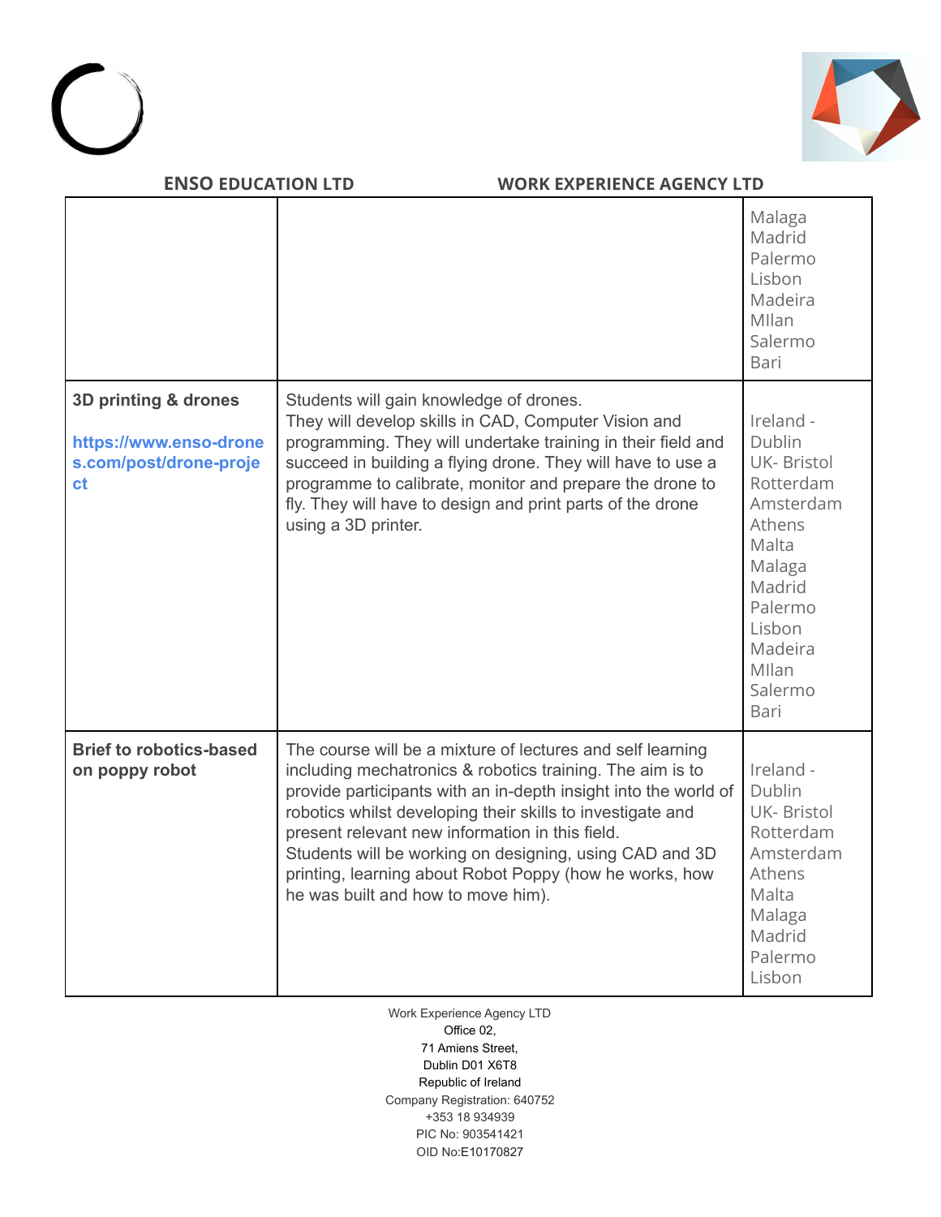| | | |
|---|---|---|
| | | Malaga<br>Madrid<br>Palermo<br>Lisbon<br>Madeira<br>MIlan<br>Salermo<br>Bari |
| **3D printing & drones**<br><br>**https://www.enso-drones.com/post/drone-project** | Students will gain knowledge of drones.<br>They will develop skills in CAD, Computer Vision and programming. They will undertake training in their field and succeed in building a flying drone. They will have to use a programme to calibrate, monitor and prepare the drone to fly. They will have to design and print parts of the drone using a 3D printer. | Ireland - Dublin<br>UK- Bristol<br>Rotterdam<br>Amsterdam<br>Athens<br>Malta<br>Malaga<br>Madrid<br>Palermo<br>Lisbon<br>Madeira<br>MIlan<br>Salermo<br>Bari |
| **Brief to robotics-based on poppy robot** | The course will be a mixture of lectures and self learning including mechatronics & robotics training. The aim is to provide participants with an in-depth insight into the world of robotics whilst developing their skills to investigate and present relevant new information in this field.<br>Students will be working on designing, using CAD and 3D printing, learning about Robot Poppy (how he works, how he was built and how to move him). | Ireland - Dublin<br>UK- Bristol<br>Rotterdam<br>Amsterdam<br>Athens<br>Malta<br>Malaga<br>Madrid<br>Palermo<br>Lisbon |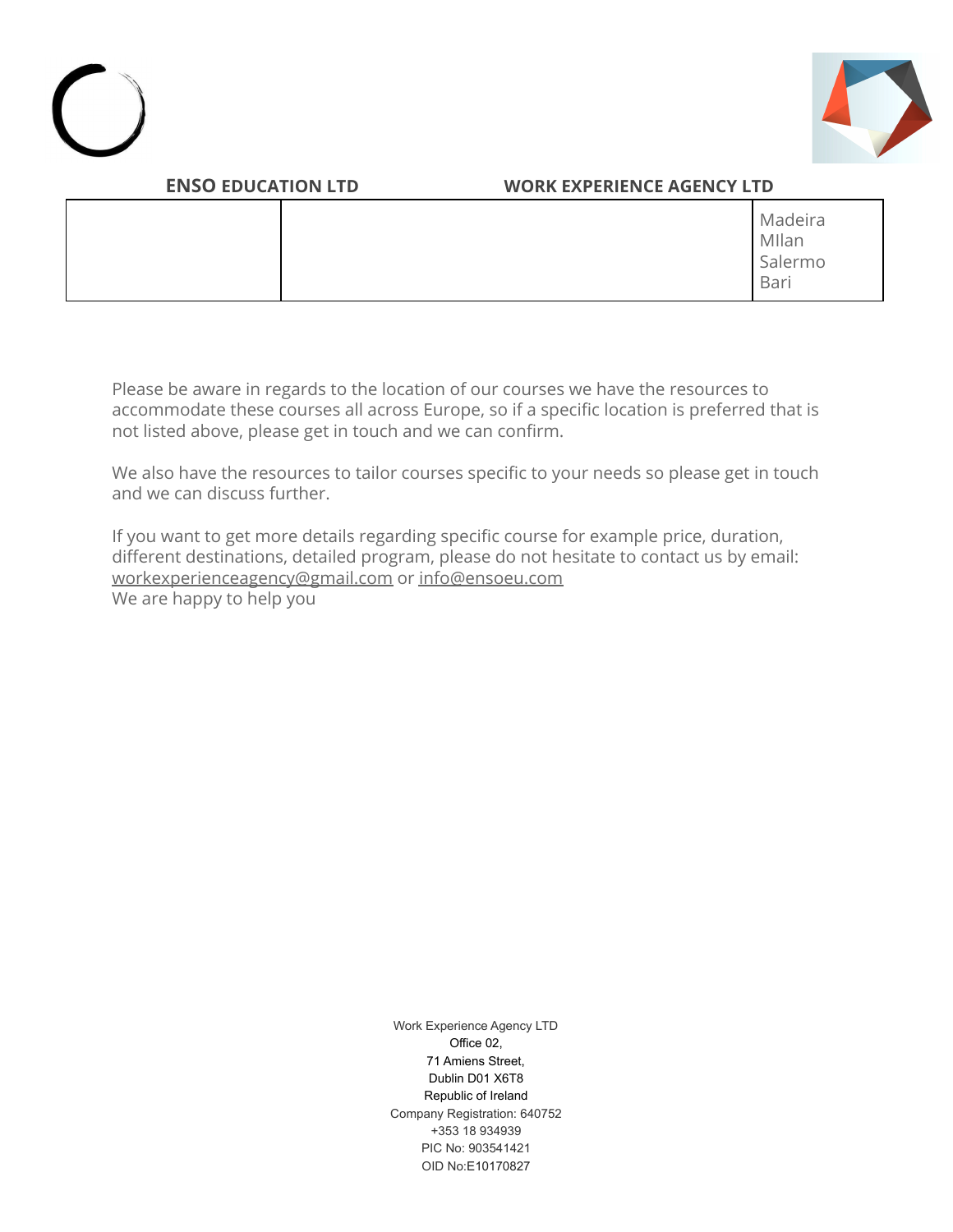**ENSO EDUCATION LTD** **WORK EXPERIENCE AGENCY LTD**

| | | |
|---|---|---|
| | | Madeira<br>MIlan<br>Salermo<br>Bari |

Please be aware in regards to the location of our courses we have the resources to accommodate these courses all across Europe, so if a specific location is preferred that is not listed above, please get in touch and we can confirm.

We also have the resources to tailor courses specific to your needs so please get in touch and we can discuss further.

If you want to get more details regarding specific course for example price, duration, different destinations, detailed program, please do not hesitate to contact us by email: workexperienceagency@gmail.com or info@ensoeu.com
We are happy to help you

Work Experience Agency LTD
Office 02,
71 Amiens Street,
Dublin D01 X6T8
Republic of Ireland
Company Registration: 640752
+353 18 934939
PIC No: 903541421
OID No:E10170827